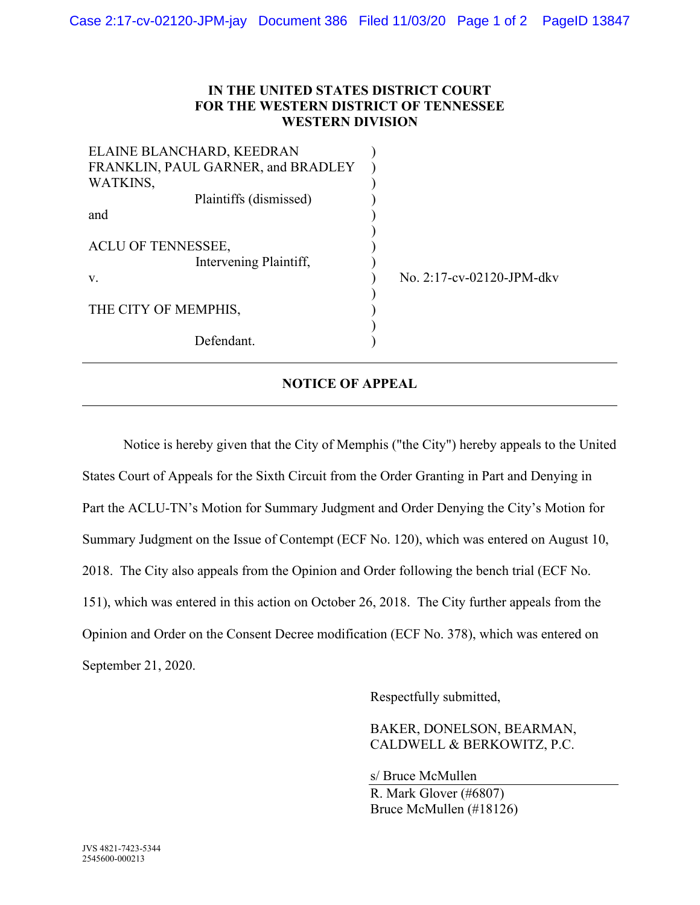**IN THE UNITED STATES DISTRICT COURT**
**FOR THE WESTERN DISTRICT OF TENNESSEE**
**WESTERN DIVISION**

| | | |
|---|---|---|
| ELAINE BLANCHARD, KEEDRAN FRANKLIN, PAUL GARNER, and BRADLEY WATKINS, | ) | |
| Plaintiffs (dismissed) | ) | |
| and | ) | |
| ACLU OF TENNESSEE, | ) | |
| Intervening Plaintiff, | ) | |
| v. | ) | No. 2:17-cv-02120-JPM-dkv |
| THE CITY OF MEMPHIS, | ) | |
| Defendant. | ) | |

---

**NOTICE OF APPEAL**

---

Notice is hereby given that the City of Memphis ("the City") hereby appeals to the United States Court of Appeals for the Sixth Circuit from the Order Granting in Part and Denying in Part the ACLU-TN's Motion for Summary Judgment and Order Denying the City's Motion for Summary Judgment on the Issue of Contempt (ECF No. 120), which was entered on August 10, 2018. The City also appeals from the Opinion and Order following the bench trial (ECF No. 151), which was entered in this action on October 26, 2018. The City further appeals from the Opinion and Order on the Consent Decree modification (ECF No. 378), which was entered on September 21, 2020.

Respectfully submitted,

BAKER, DONELSON, BEARMAN, CALDWELL & BERKOWITZ, P.C.

s/ Bruce McMullen
R. Mark Glover (#6807)
Bruce McMullen (#18126)

JVS 4821-7423-5344
2545600-000213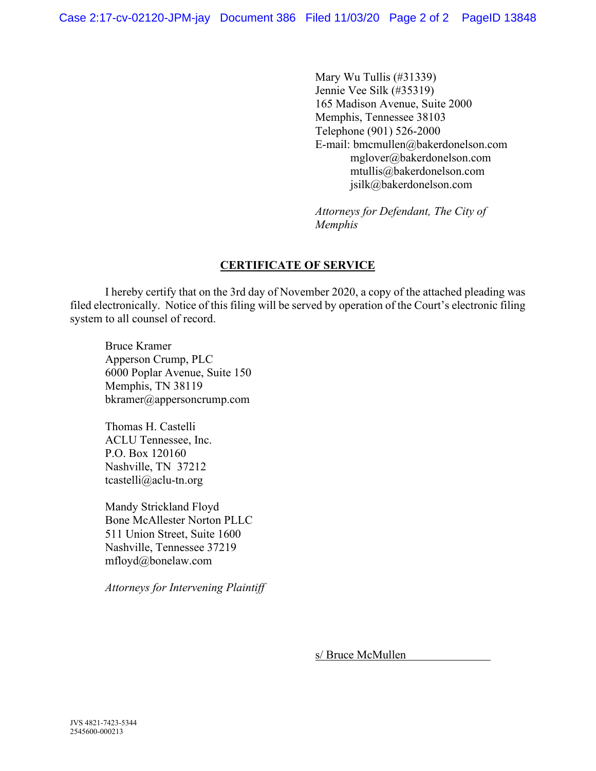Mary Wu Tullis (#31339)
Jennie Vee Silk (#35319)
165 Madison Avenue, Suite 2000
Memphis, Tennessee 38103
Telephone (901) 526-2000
E-mail: bmcmullen@bakerdonelson.com
mglover@bakerdonelson.com
mtullis@bakerdonelson.com
jsilk@bakerdonelson.com

*Attorneys for Defendant, The City of Memphis*

## CERTIFICATE OF SERVICE

I hereby certify that on the 3rd day of November 2020, a copy of the attached pleading was filed electronically. Notice of this filing will be served by operation of the Court's electronic filing system to all counsel of record.

Bruce Kramer
Apperson Crump, PLC
6000 Poplar Avenue, Suite 150
Memphis, TN 38119
bkramer@appersoncrump.com

Thomas H. Castelli
ACLU Tennessee, Inc.
P.O. Box 120160
Nashville, TN 37212
tcastelli@aclu-tn.org

Mandy Strickland Floyd
Bone McAllester Norton PLLC
511 Union Street, Suite 1600
Nashville, Tennessee 37219
mfloyd@bonelaw.com

*Attorneys for Intervening Plaintiff*

s/ Bruce McMullen

JVS 4821-7423-5344
2545600-000213